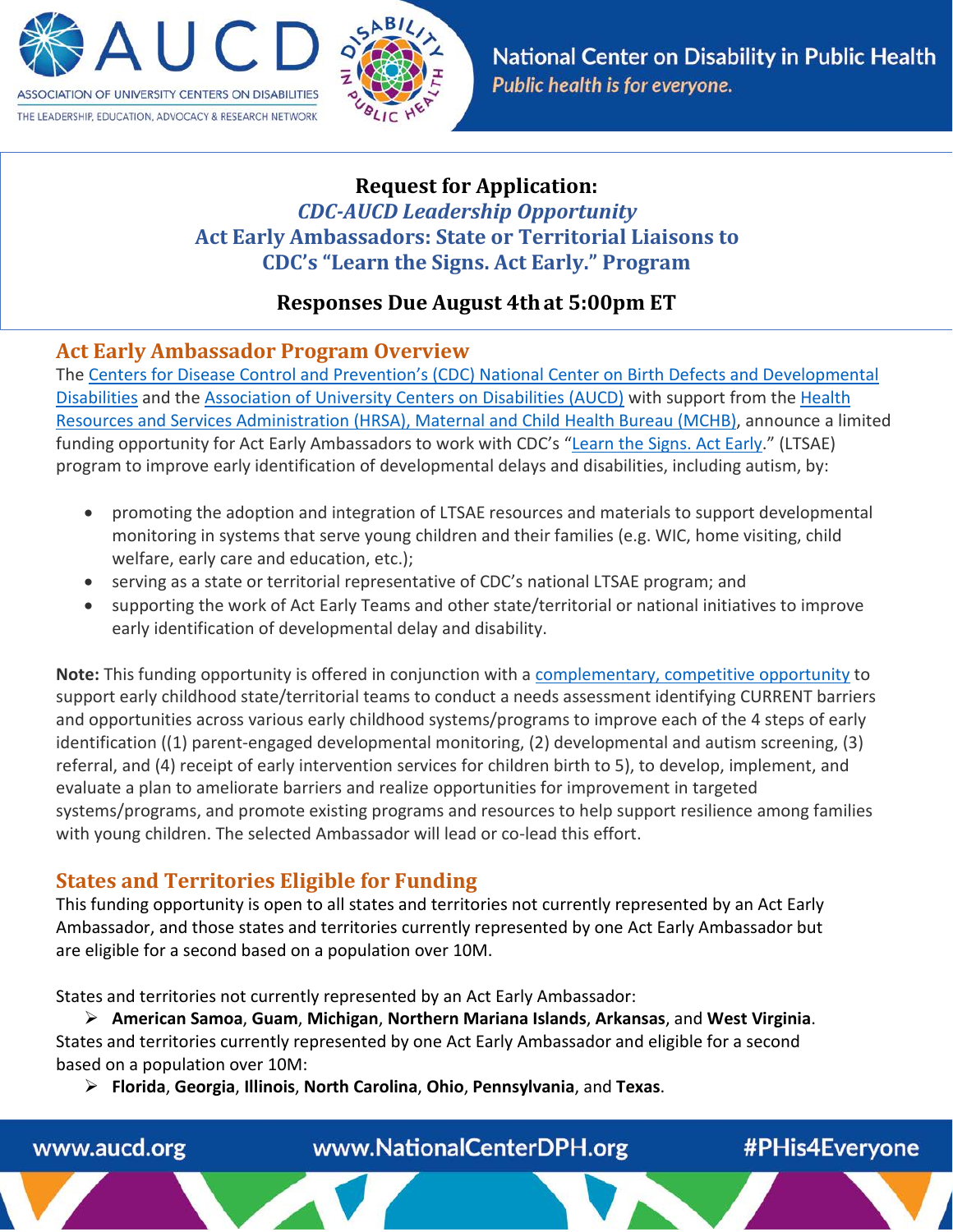# Request for Application:

## *CDC-AUCD Leadership Opportunity*
## Act Early Ambassadors: State or Territorial Liaisons to CDC's "Learn the Signs. Act Early." Program

**Responses Due August 4th at 5:00pm ET**

## Act Early Ambassador Program Overview

The Centers for Disease Control and Prevention's (CDC) National Center on Birth Defects and Developmental Disabilities and the Association of University Centers on Disabilities (AUCD) with support from the Health Resources and Services Administration (HRSA), Maternal and Child Health Bureau (MCHB), announce a limited funding opportunity for Act Early Ambassadors to work with CDC's "Learn the Signs. Act Early." (LTSAE) program to improve early identification of developmental delays and disabilities, including autism, by:

- promoting the adoption and integration of LTSAE resources and materials to support developmental monitoring in systems that serve young children and their families (e.g. WIC, home visiting, child welfare, early care and education, etc.);
- serving as a state or territorial representative of CDC's national LTSAE program; and
- supporting the work of Act Early Teams and other state/territorial or national initiatives to improve early identification of developmental delay and disability.

**Note:** This funding opportunity is offered in conjunction with a complementary, competitive opportunity to support early childhood state/territorial teams to conduct a needs assessment identifying CURRENT barriers and opportunities across various early childhood systems/programs to improve each of the 4 steps of early identification ((1) parent-engaged developmental monitoring, (2) developmental and autism screening, (3) referral, and (4) receipt of early intervention services for children birth to 5), to develop, implement, and evaluate a plan to ameliorate barriers and realize opportunities for improvement in targeted systems/programs, and promote existing programs and resources to help support resilience among families with young children. The selected Ambassador will lead or co-lead this effort.

## States and Territories Eligible for Funding

This funding opportunity is open to all states and territories not currently represented by an Act Early Ambassador, and those states and territories currently represented by one Act Early Ambassador but are eligible for a second based on a population over 10M.

States and territories not currently represented by an Act Early Ambassador:

- **American Samoa**, **Guam**, **Michigan**, **Northern Mariana Islands**, **Arkansas**, and **West Virginia**.

States and territories currently represented by one Act Early Ambassador and eligible for a second based on a population over 10M:

- **Florida**, **Georgia**, **Illinois**, **North Carolina**, **Ohio**, **Pennsylvania**, and **Texas**.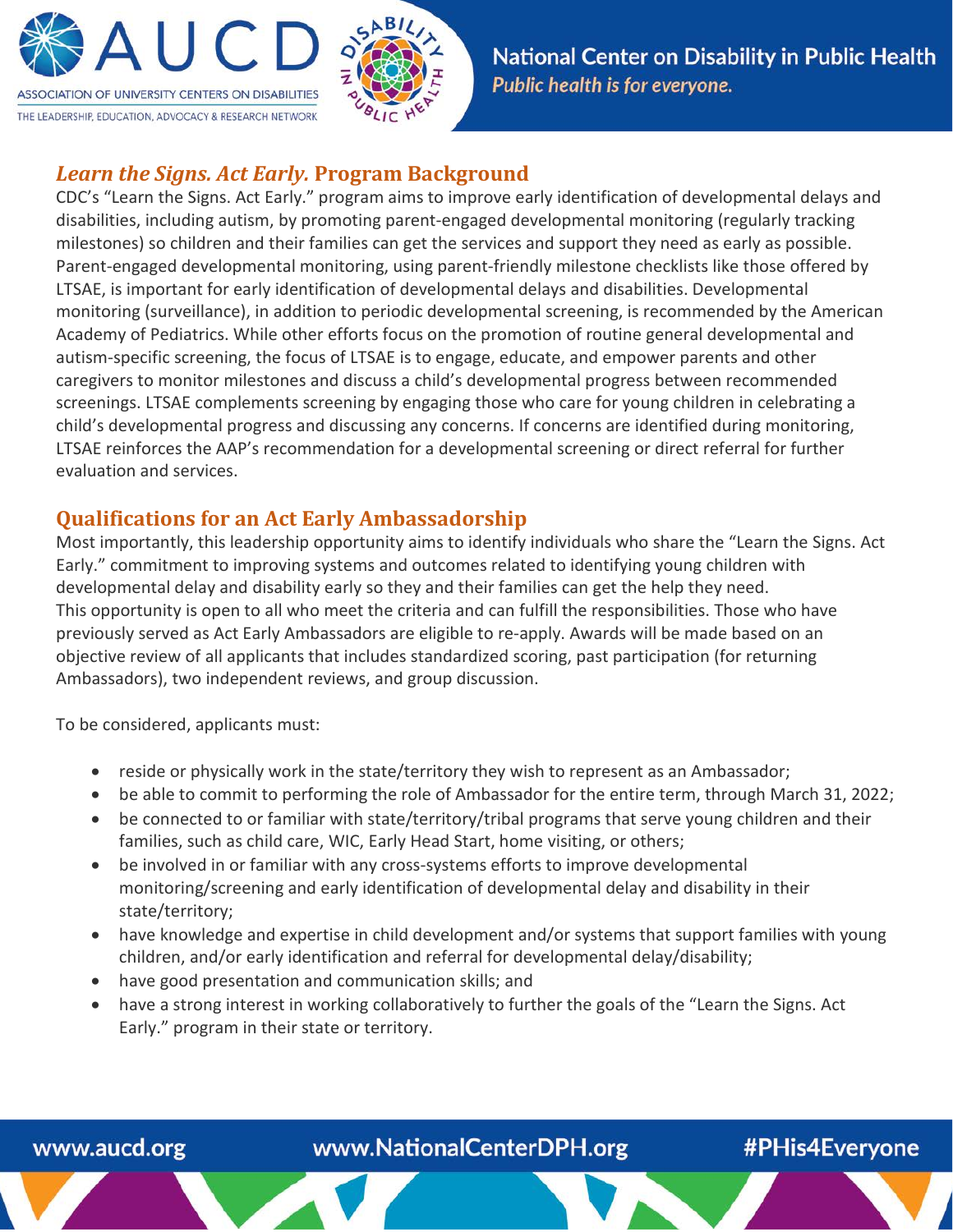## *Learn the Signs. Act Early.* Program Background

CDC's "Learn the Signs. Act Early." program aims to improve early identification of developmental delays and disabilities, including autism, by promoting parent-engaged developmental monitoring (regularly tracking milestones) so children and their families can get the services and support they need as early as possible. Parent-engaged developmental monitoring, using parent-friendly milestone checklists like those offered by LTSAE, is important for early identification of developmental delays and disabilities. Developmental monitoring (surveillance), in addition to periodic developmental screening, is recommended by the American Academy of Pediatrics. While other efforts focus on the promotion of routine general developmental and autism-specific screening, the focus of LTSAE is to engage, educate, and empower parents and other caregivers to monitor milestones and discuss a child's developmental progress between recommended screenings. LTSAE complements screening by engaging those who care for young children in celebrating a child's developmental progress and discussing any concerns. If concerns are identified during monitoring, LTSAE reinforces the AAP's recommendation for a developmental screening or direct referral for further evaluation and services.

## Qualifications for an Act Early Ambassadorship

Most importantly, this leadership opportunity aims to identify individuals who share the "Learn the Signs. Act Early." commitment to improving systems and outcomes related to identifying young children with developmental delay and disability early so they and their families can get the help they need. This opportunity is open to all who meet the criteria and can fulfill the responsibilities. Those who have previously served as Act Early Ambassadors are eligible to re-apply. Awards will be made based on an objective review of all applicants that includes standardized scoring, past participation (for returning Ambassadors), two independent reviews, and group discussion.

To be considered, applicants must:

- reside or physically work in the state/territory they wish to represent as an Ambassador;
- be able to commit to performing the role of Ambassador for the entire term, through March 31, 2022;
- be connected to or familiar with state/territory/tribal programs that serve young children and their families, such as child care, WIC, Early Head Start, home visiting, or others;
- be involved in or familiar with any cross-systems efforts to improve developmental monitoring/screening and early identification of developmental delay and disability in their state/territory;
- have knowledge and expertise in child development and/or systems that support families with young children, and/or early identification and referral for developmental delay/disability;
- have good presentation and communication skills; and
- have a strong interest in working collaboratively to further the goals of the "Learn the Signs. Act Early." program in their state or territory.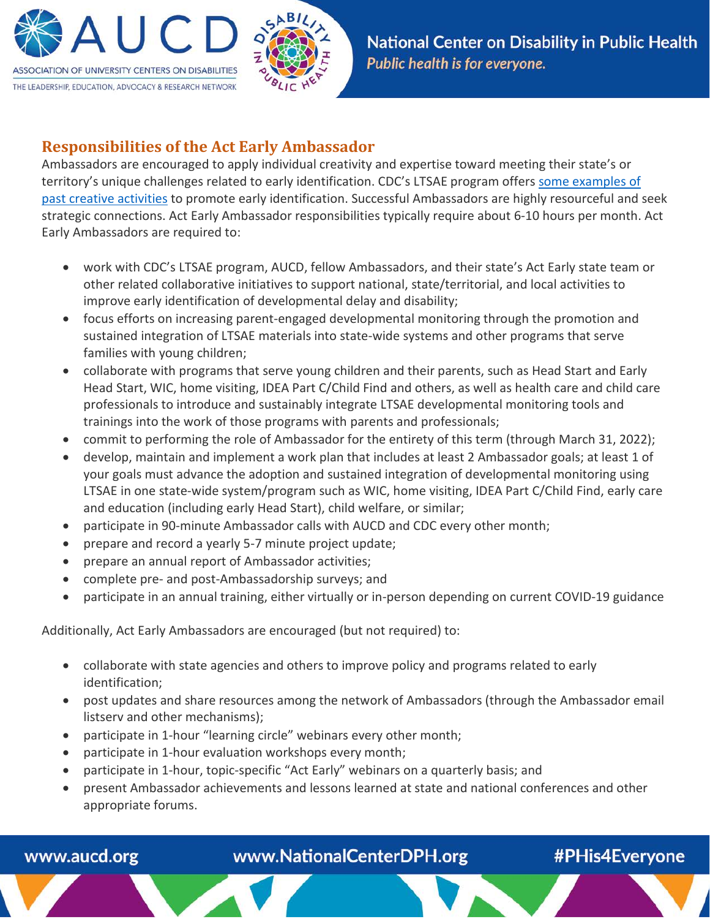## Responsibilities of the Act Early Ambassador

Ambassadors are encouraged to apply individual creativity and expertise toward meeting their state's or territory's unique challenges related to early identification. CDC's LTSAE program offers some examples of past creative activities to promote early identification. Successful Ambassadors are highly resourceful and seek strategic connections. Act Early Ambassador responsibilities typically require about 6-10 hours per month. Act Early Ambassadors are required to:

- work with CDC's LTSAE program, AUCD, fellow Ambassadors, and their state's Act Early state team or other related collaborative initiatives to support national, state/territorial, and local activities to improve early identification of developmental delay and disability;
- focus efforts on increasing parent-engaged developmental monitoring through the promotion and sustained integration of LTSAE materials into state-wide systems and other programs that serve families with young children;
- collaborate with programs that serve young children and their parents, such as Head Start and Early Head Start, WIC, home visiting, IDEA Part C/Child Find and others, as well as health care and child care professionals to introduce and sustainably integrate LTSAE developmental monitoring tools and trainings into the work of those programs with parents and professionals;
- commit to performing the role of Ambassador for the entirety of this term (through March 31, 2022);
- develop, maintain and implement a work plan that includes at least 2 Ambassador goals; at least 1 of your goals must advance the adoption and sustained integration of developmental monitoring using LTSAE in one state-wide system/program such as WIC, home visiting, IDEA Part C/Child Find, early care and education (including early Head Start), child welfare, or similar;
- participate in 90-minute Ambassador calls with AUCD and CDC every other month;
- prepare and record a yearly 5-7 minute project update;
- prepare an annual report of Ambassador activities;
- complete pre- and post-Ambassadorship surveys; and
- participate in an annual training, either virtually or in-person depending on current COVID-19 guidance

Additionally, Act Early Ambassadors are encouraged (but not required) to:

- collaborate with state agencies and others to improve policy and programs related to early identification;
- post updates and share resources among the network of Ambassadors (through the Ambassador email listserv and other mechanisms);
- participate in 1-hour "learning circle" webinars every other month;
- participate in 1-hour evaluation workshops every month;
- participate in 1-hour, topic-specific "Act Early" webinars on a quarterly basis; and
- present Ambassador achievements and lessons learned at state and national conferences and other appropriate forums.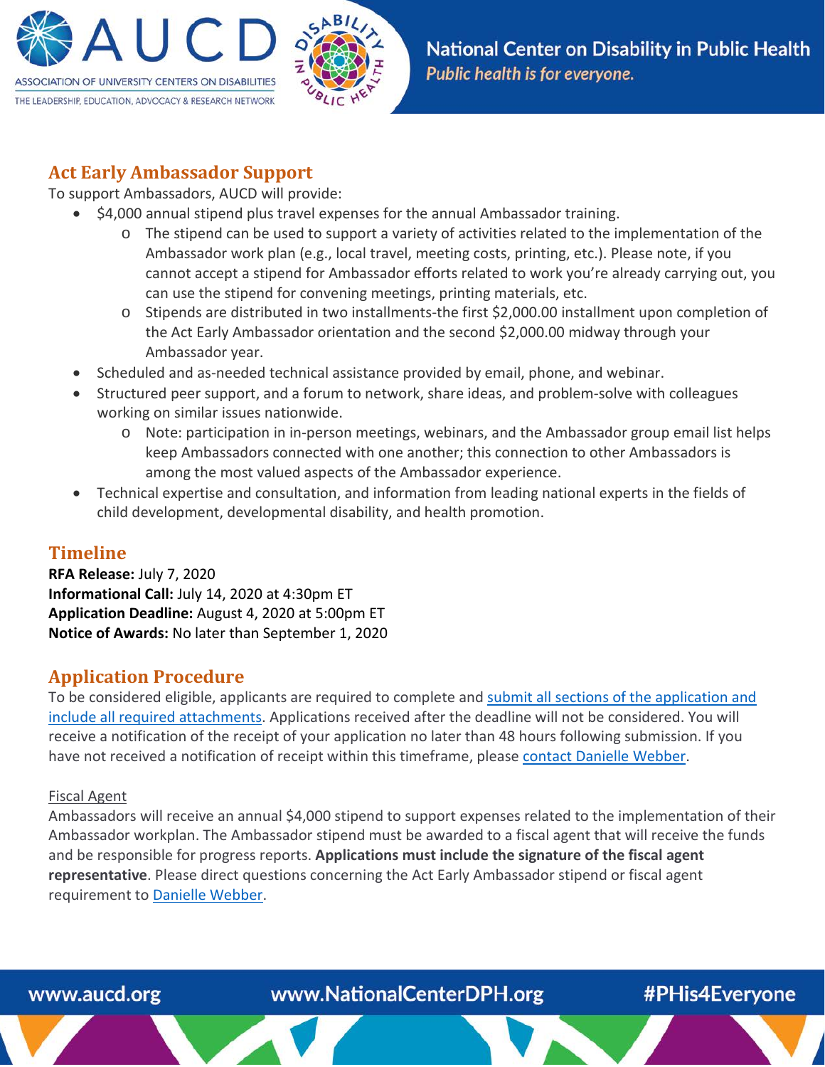## Act Early Ambassador Support

To support Ambassadors, AUCD will provide:

- $4,000 annual stipend plus travel expenses for the annual Ambassador training.
  - The stipend can be used to support a variety of activities related to the implementation of the Ambassador work plan (e.g., local travel, meeting costs, printing, etc.). Please note, if you cannot accept a stipend for Ambassador efforts related to work you're already carrying out, you can use the stipend for convening meetings, printing materials, etc.
  - Stipends are distributed in two installments-the first $2,000.00 installment upon completion of the Act Early Ambassador orientation and the second $2,000.00 midway through your Ambassador year.
- Scheduled and as-needed technical assistance provided by email, phone, and webinar.
- Structured peer support, and a forum to network, share ideas, and problem-solve with colleagues working on similar issues nationwide.
  - Note: participation in in-person meetings, webinars, and the Ambassador group email list helps keep Ambassadors connected with one another; this connection to other Ambassadors is among the most valued aspects of the Ambassador experience.
- Technical expertise and consultation, and information from leading national experts in the fields of child development, developmental disability, and health promotion.

## Timeline

**RFA Release:** July 7, 2020
**Informational Call:** July 14, 2020 at 4:30pm ET
**Application Deadline:** August 4, 2020 at 5:00pm ET
**Notice of Awards:** No later than September 1, 2020

## Application Procedure

To be considered eligible, applicants are required to complete and submit all sections of the application and include all required attachments. Applications received after the deadline will not be considered. You will receive a notification of the receipt of your application no later than 48 hours following submission. If you have not received a notification of receipt within this timeframe, please contact Danielle Webber.

Fiscal Agent

Ambassadors will receive an annual $4,000 stipend to support expenses related to the implementation of their Ambassador workplan. The Ambassador stipend must be awarded to a fiscal agent that will receive the funds and be responsible for progress reports. **Applications must include the signature of the fiscal agent representative**. Please direct questions concerning the Act Early Ambassador stipend or fiscal agent requirement to Danielle Webber.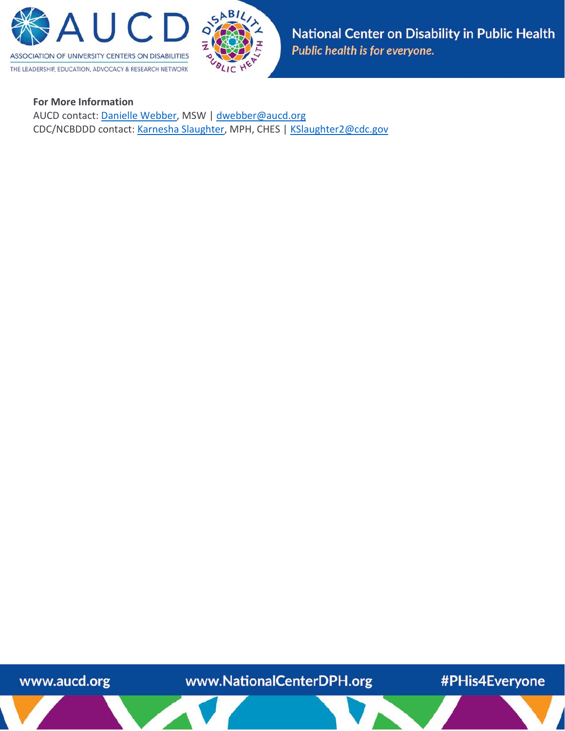**For More Information**

AUCD contact: Danielle Webber, MSW | dwebber@aucd.org

CDC/NCBDDD contact: Karnesha Slaughter, MPH, CHES | KSlaughter2@cdc.gov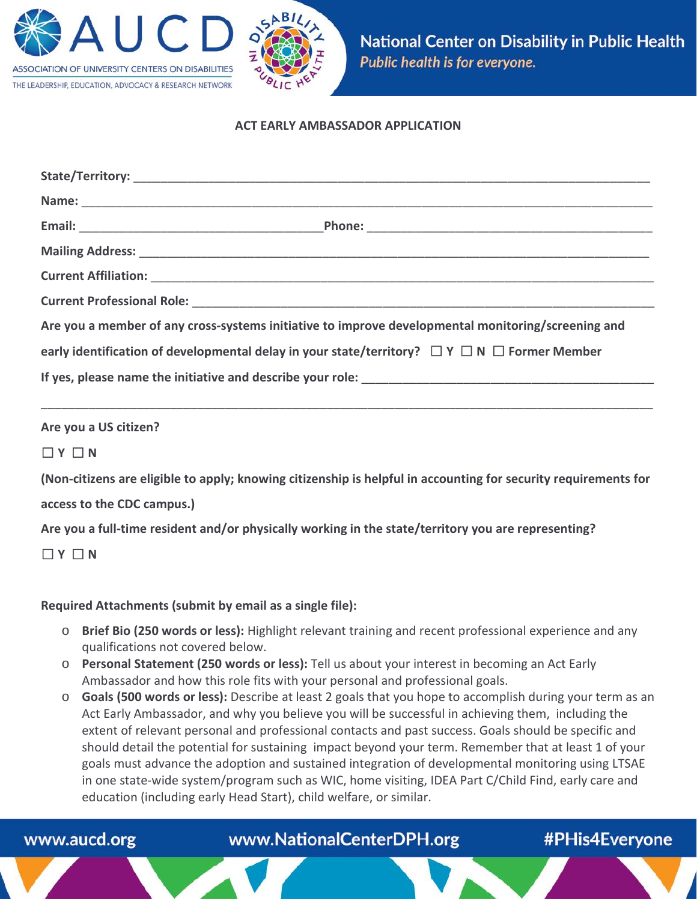## ACT EARLY AMBASSADOR APPLICATION

**State/Territory:** ______________________________________________________________

**Name:** ____________________________________________________________________

**Email:** ________________________________ **Phone:** ___________________________________

**Mailing Address:** _____________________________________________________________

**Current Affiliation:** ___________________________________________________________

**Current Professional Role:** _____________________________________________________

**Are you a member of any cross-systems initiative to improve developmental monitoring/screening and early identification of developmental delay in your state/territory? ☐ Y ☐ N ☐ Former Member**

**If yes, please name the initiative and describe your role:** _________________________________

_____________________________________________________________________________

**Are you a US citizen?**

**☐ Y ☐ N**

**(Non-citizens are eligible to apply; knowing citizenship is helpful in accounting for security requirements for access to the CDC campus.)**

**Are you a full-time resident and/or physically working in the state/territory you are representing?**

**☐ Y ☐ N**

**Required Attachments (submit by email as a single file):**

- **Brief Bio (250 words or less):** Highlight relevant training and recent professional experience and any qualifications not covered below.
- **Personal Statement (250 words or less):** Tell us about your interest in becoming an Act Early Ambassador and how this role fits with your personal and professional goals.
- **Goals (500 words or less):** Describe at least 2 goals that you hope to accomplish during your term as an Act Early Ambassador, and why you believe you will be successful in achieving them, including the extent of relevant personal and professional contacts and past success. Goals should be specific and should detail the potential for sustaining impact beyond your term. Remember that at least 1 of your goals must advance the adoption and sustained integration of developmental monitoring using LTSAE in one state-wide system/program such as WIC, home visiting, IDEA Part C/Child Find, early care and education (including early Head Start), child welfare, or similar.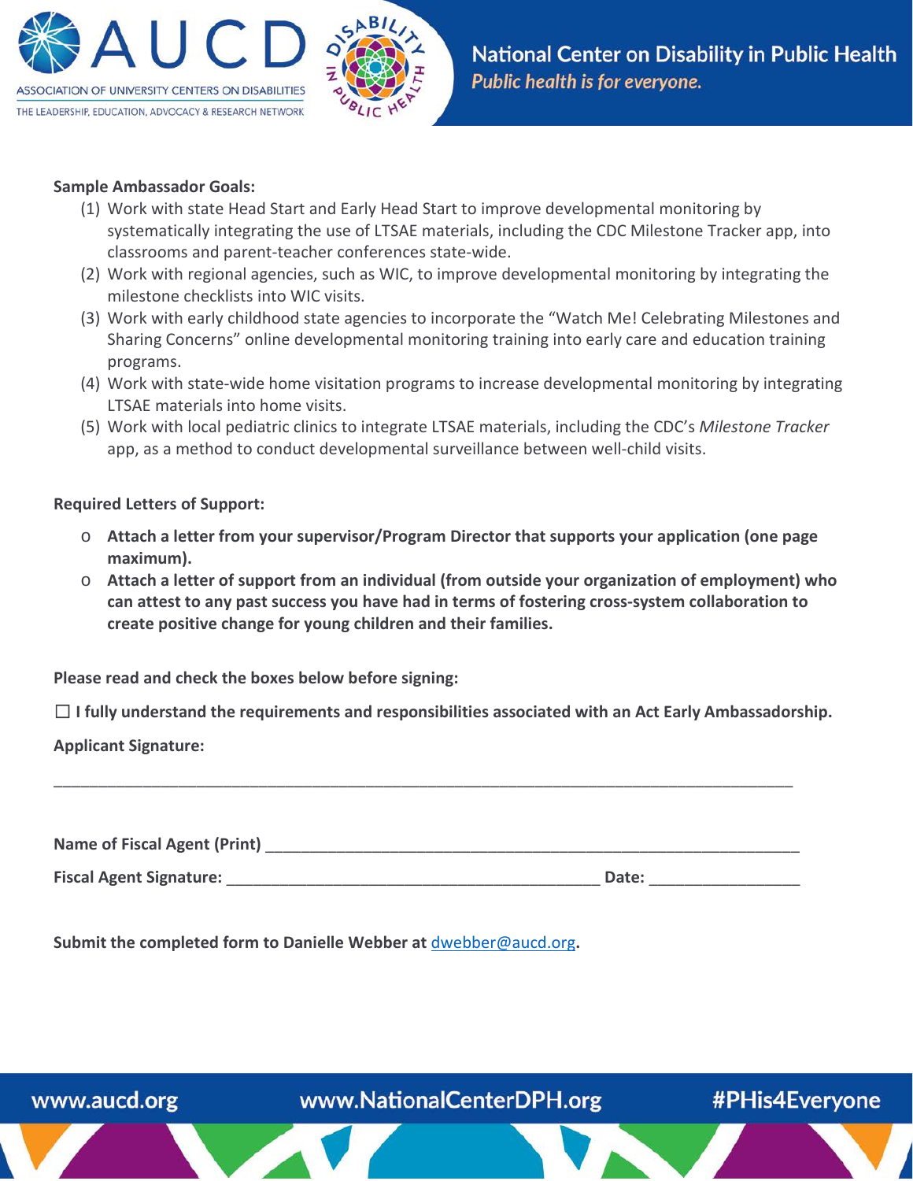**Sample Ambassador Goals:**

1. Work with state Head Start and Early Head Start to improve developmental monitoring by systematically integrating the use of LTSAE materials, including the CDC Milestone Tracker app, into classrooms and parent-teacher conferences state-wide.
2. Work with regional agencies, such as WIC, to improve developmental monitoring by integrating the milestone checklists into WIC visits.
3. Work with early childhood state agencies to incorporate the "Watch Me! Celebrating Milestones and Sharing Concerns" online developmental monitoring training into early care and education training programs.
4. Work with state-wide home visitation programs to increase developmental monitoring by integrating LTSAE materials into home visits.
5. Work with local pediatric clinics to integrate LTSAE materials, including the CDC's *Milestone Tracker* app, as a method to conduct developmental surveillance between well-child visits.

**Required Letters of Support:**

- **Attach a letter from your supervisor/Program Director that supports your application (one page maximum).**
- **Attach a letter of support from an individual (from outside your organization of employment) who can attest to any past success you have had in terms of fostering cross-system collaboration to create positive change for young children and their families.**

**Please read and check the boxes below before signing:**

☐ **I fully understand the requirements and responsibilities associated with an Act Early Ambassadorship.**

**Applicant Signature:**

_____________________________________________________________________________________

**Name of Fiscal Agent (Print)** ______________________________________________________________

**Fiscal Agent Signature:** ___________________________________________ **Date:** _________________

**Submit the completed form to Danielle Webber at dwebber@aucd.org.**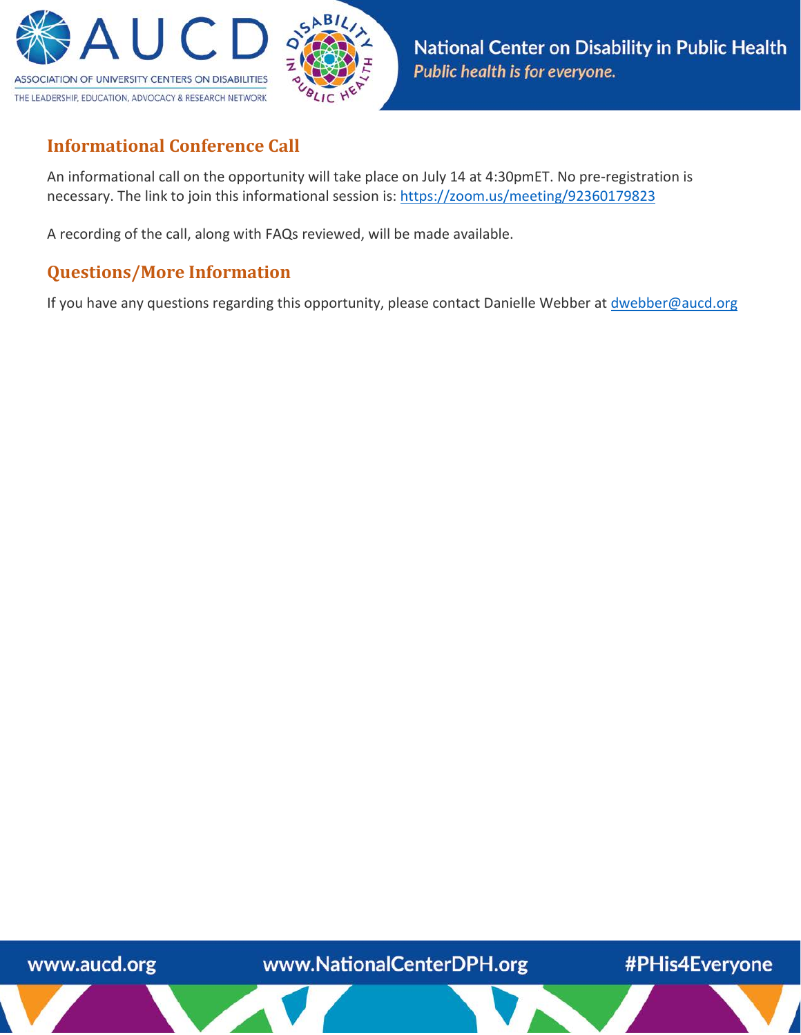## Informational Conference Call

An informational call on the opportunity will take place on July 14 at 4:30pmET. No pre-registration is necessary. The link to join this informational session is: https://zoom.us/meeting/92360179823

A recording of the call, along with FAQs reviewed, will be made available.

## Questions/More Information

If you have any questions regarding this opportunity, please contact Danielle Webber at dwebber@aucd.org